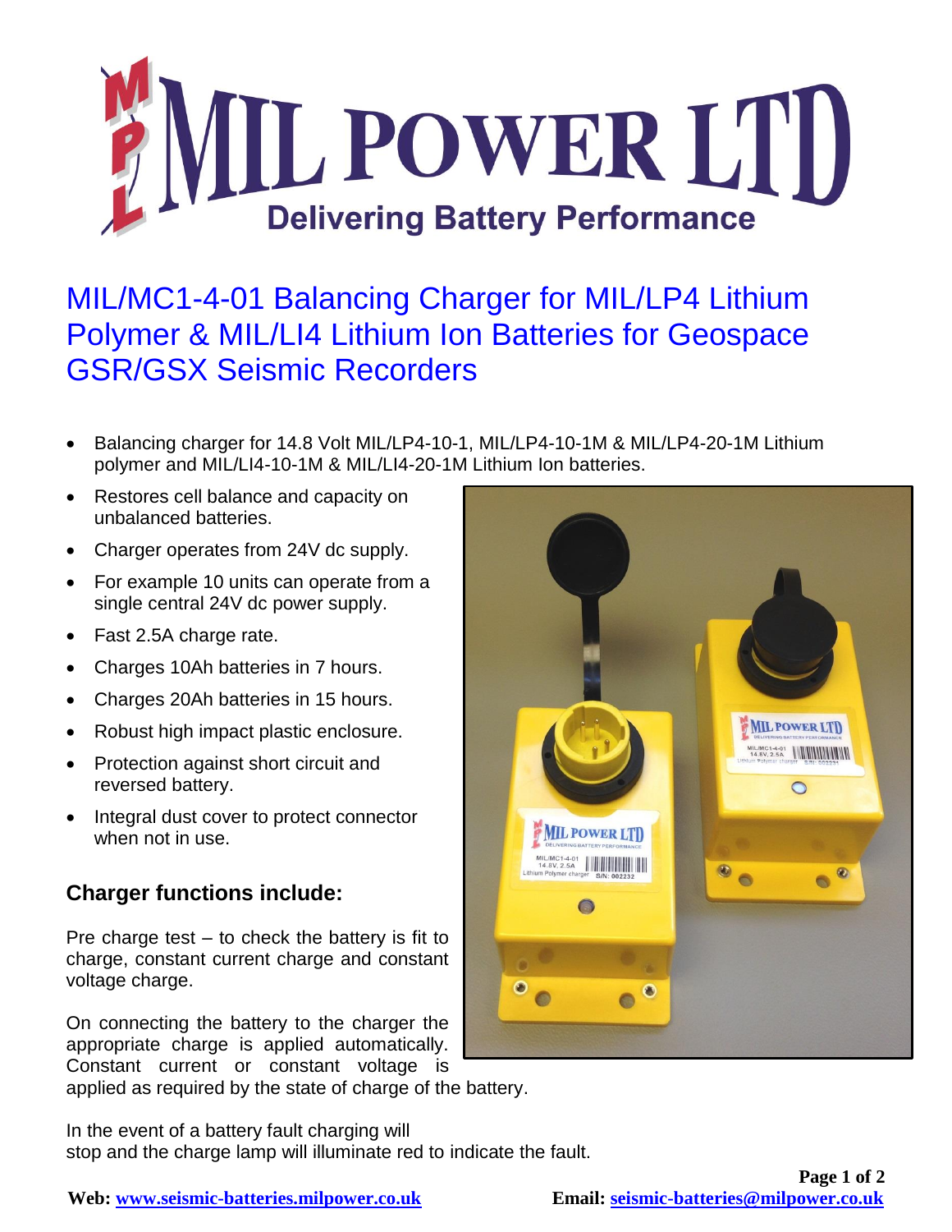# MIL POWER LTD

**Delivering Battery Performance**

## MIL/MC1-4-01 Balancing Charger for MIL/LP4 Lithium Polymer & MIL/LI4 Lithium Ion Batteries for Geospace GSR/GSX Seismic Recorders

- Balancing charger for 14.8 Volt MIL/LP4-10-1, MIL/LP4-10-1M & MIL/LP4-20-1M Lithium polymer and MIL/LI4-10-1M & MIL/LI4-20-1M Lithium Ion batteries.
- Restores cell balance and capacity on unbalanced batteries.
- Charger operates from 24V dc supply.
- For example 10 units can operate from a single central 24V dc power supply.
- Fast 2.5A charge rate.
- Charges 10Ah batteries in 7 hours.
- Charges 20Ah batteries in 15 hours.
- Robust high impact plastic enclosure.
- Protection against short circuit and reversed battery.
- Integral dust cover to protect connector when not in use.

### Charger functions include:

Pre charge test – to check the battery is fit to charge, constant current charge and constant voltage charge.

On connecting the battery to the charger the appropriate charge is applied automatically. Constant current or constant voltage is applied as required by the state of charge of the battery.

In the event of a battery fault charging will stop and the charge lamp will illuminate red to indicate the fault.

**Web:** [www.seismic-batteries.milpower.co.uk](http://www.seismic-batteries.milpower.co.uk) **Email:** [seismic-batteries@milpower.co.uk](mailto:seismic-batteries@milpower.co.uk)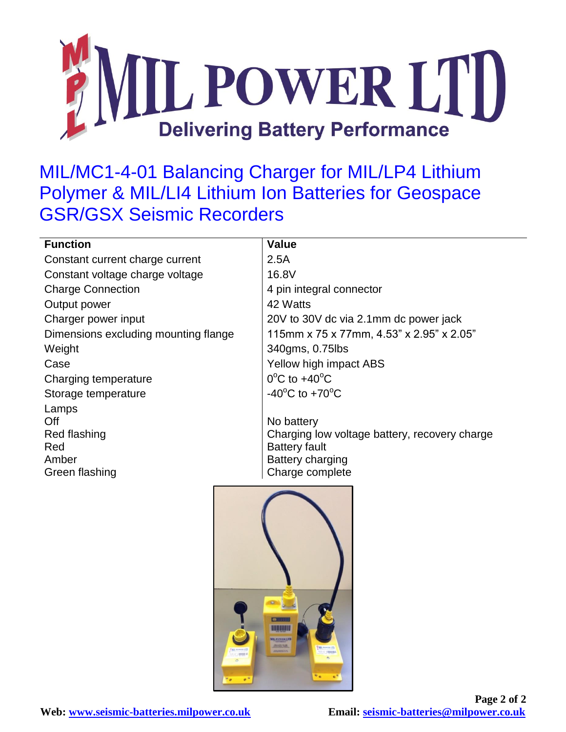# MIL POWER LTD

**Delivering Battery Performance**

## MIL/MC1-4-01 Balancing Charger for MIL/LP4 Lithium Polymer & MIL/LI4 Lithium Ion Batteries for Geospace GSR/GSX Seismic Recorders

| Function | Value |
|---|---|
| Constant current charge current | 2.5A |
| Constant voltage charge voltage | 16.8V |
| Charge Connection | 4 pin integral connector |
| Output power | 42 Watts |
| Charger power input | 20V to 30V dc via 2.1mm dc power jack |
| Dimensions excluding mounting flange | 115mm x 75 x 77mm, 4.53" x 2.95" x 2.05" |
| Weight | 340gms, 0.75lbs |
| Case | Yellow high impact ABS |
| Charging temperature | $0^{o}$C to $+40^{o}$C |
| Storage temperature | $-40^{o}$C to $+70^{o}$C |
| Lamps | |
| Off | No battery |
| Red flashing | Charging low voltage battery, recovery charge |
| Red | Battery fault |
| Amber | Battery charging |
| Green flashing | Charge complete |

**Web:** www.seismic-batteries.milpower.co.uk **Email:** seismic-batteries@milpower.co.uk